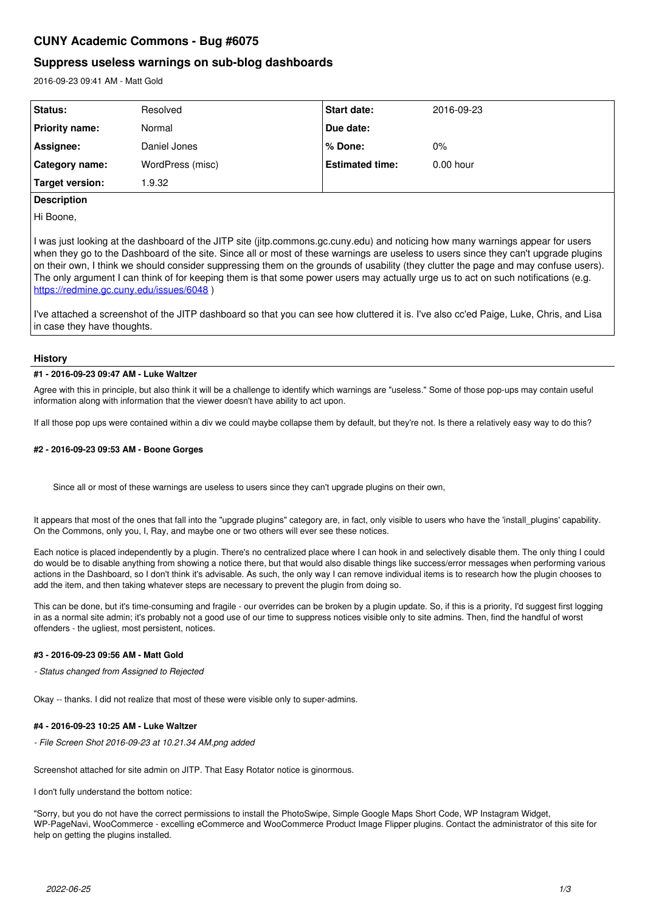# CUNY Academic Commons - Bug #6075

## Suppress useless warnings on sub-blog dashboards

2016-09-23 09:41 AM - Matt Gold

| Status: | Resolved | Start date: | 2016-09-23 |
|---|---|---|---|
| Priority name: | Normal | Due date: | |
| Assignee: | Daniel Jones | % Done: | 0% |
| Category name: | WordPress (misc) | Estimated time: | 0.00 hour |
| Target version: | 1.9.32 | | |

**Description**

Hi Boone,

I was just looking at the dashboard of the JITP site (jitp.commons.gc.cuny.edu) and noticing how many warnings appear for users when they go to the Dashboard of the site. Since all or most of these warnings are useless to users since they can't upgrade plugins on their own, I think we should consider suppressing them on the grounds of usability (they clutter the page and may confuse users). The only argument I can think of for keeping them is that some power users may actually urge us to act on such notifications (e.g. https://redmine.gc.cuny.edu/issues/6048 )

I've attached a screenshot of the JITP dashboard so that you can see how cluttered it is. I've also cc'ed Paige, Luke, Chris, and Lisa in case they have thoughts.

### History

#### #1 - 2016-09-23 09:47 AM - Luke Waltzer

Agree with this in principle, but also think it will be a challenge to identify which warnings are "useless." Some of those pop-ups may contain useful information along with information that the viewer doesn't have ability to act upon.

If all those pop ups were contained within a div we could maybe collapse them by default, but they're not. Is there a relatively easy way to do this?

#### #2 - 2016-09-23 09:53 AM - Boone Gorges

> Since all or most of these warnings are useless to users since they can't upgrade plugins on their own,

It appears that most of the ones that fall into the "upgrade plugins" category are, in fact, only visible to users who have the 'install_plugins' capability. On the Commons, only you, I, Ray, and maybe one or two others will ever see these notices.

Each notice is placed independently by a plugin. There's no centralized place where I can hook in and selectively disable them. The only thing I could do would be to disable anything from showing a notice there, but that would also disable things like success/error messages when performing various actions in the Dashboard, so I don't think it's advisable. As such, the only way I can remove individual items is to research how the plugin chooses to add the item, and then taking whatever steps are necessary to prevent the plugin from doing so.

This can be done, but it's time-consuming and fragile - our overrides can be broken by a plugin update. So, if this is a priority, I'd suggest first logging in as a normal site admin; it's probably not a good use of our time to suppress notices visible only to site admins. Then, find the handful of worst offenders - the ugliest, most persistent, notices.

#### #3 - 2016-09-23 09:56 AM - Matt Gold

*- Status changed from Assigned to Rejected*

Okay -- thanks. I did not realize that most of these were visible only to super-admins.

#### #4 - 2016-09-23 10:25 AM - Luke Waltzer

*- File Screen Shot 2016-09-23 at 10.21.34 AM.png added*

Screenshot attached for site admin on JITP. That Easy Rotator notice is ginormous.

I don't fully understand the bottom notice:

"Sorry, but you do not have the correct permissions to install the PhotoSwipe, Simple Google Maps Short Code, WP Instagram Widget, WP-PageNavi, WooCommerce - excelling eCommerce and WooCommerce Product Image Flipper plugins. Contact the administrator of this site for help on getting the plugins installed.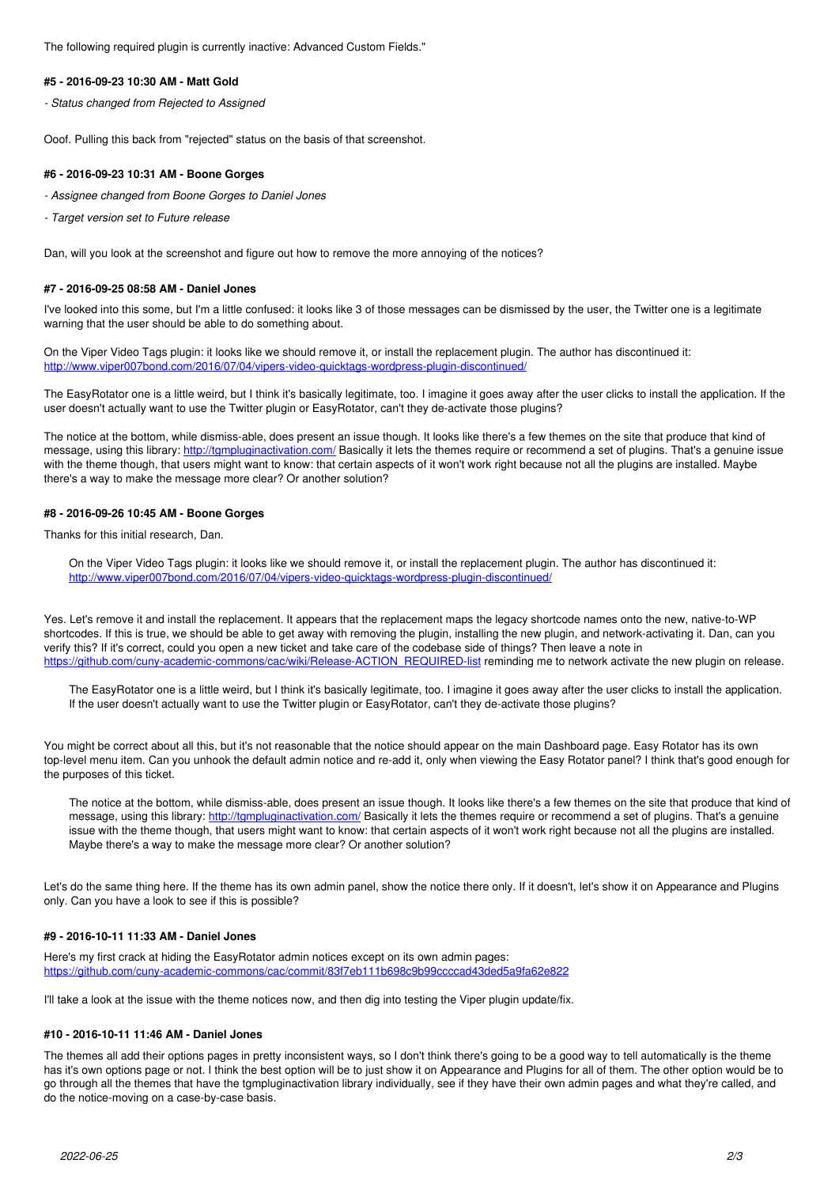The following required plugin is currently inactive: Advanced Custom Fields."

#### #5 - 2016-09-23 10:30 AM - Matt Gold

*- Status changed from Rejected to Assigned*

Ooof. Pulling this back from "rejected" status on the basis of that screenshot.

#### #6 - 2016-09-23 10:31 AM - Boone Gorges

*- Assignee changed from Boone Gorges to Daniel Jones*

*- Target version set to Future release*

Dan, will you look at the screenshot and figure out how to remove the more annoying of the notices?

#### #7 - 2016-09-25 08:58 AM - Daniel Jones

I've looked into this some, but I'm a little confused: it looks like 3 of those messages can be dismissed by the user, the Twitter one is a legitimate warning that the user should be able to do something about.

On the Viper Video Tags plugin: it looks like we should remove it, or install the replacement plugin. The author has discontinued it: http://www.viper007bond.com/2016/07/04/vipers-video-quicktags-wordpress-plugin-discontinued/

The EasyRotator one is a little weird, but I think it's basically legitimate, too. I imagine it goes away after the user clicks to install the application. If the user doesn't actually want to use the Twitter plugin or EasyRotator, can't they de-activate those plugins?

The notice at the bottom, while dismiss-able, does present an issue though. It looks like there's a few themes on the site that produce that kind of message, using this library: http://tgmpluginactivation.com/ Basically it lets the themes require or recommend a set of plugins. That's a genuine issue with the theme though, that users might want to know: that certain aspects of it won't work right because not all the plugins are installed. Maybe there's a way to make the message more clear? Or another solution?

#### #8 - 2016-09-26 10:45 AM - Boone Gorges

Thanks for this initial research, Dan.

> On the Viper Video Tags plugin: it looks like we should remove it, or install the replacement plugin. The author has discontinued it: http://www.viper007bond.com/2016/07/04/vipers-video-quicktags-wordpress-plugin-discontinued/

Yes. Let's remove it and install the replacement. It appears that the replacement maps the legacy shortcode names onto the new, native-to-WP shortcodes. If this is true, we should be able to get away with removing the plugin, installing the new plugin, and network-activating it. Dan, can you verify this? If it's correct, could you open a new ticket and take care of the codebase side of things? Then leave a note in https://github.com/cuny-academic-commons/cac/wiki/Release-ACTION_REQUIRED-list reminding me to network activate the new plugin on release.

> The EasyRotator one is a little weird, but I think it's basically legitimate, too. I imagine it goes away after the user clicks to install the application. If the user doesn't actually want to use the Twitter plugin or EasyRotator, can't they de-activate those plugins?

You might be correct about all this, but it's not reasonable that the notice should appear on the main Dashboard page. Easy Rotator has its own top-level menu item. Can you unhook the default admin notice and re-add it, only when viewing the Easy Rotator panel? I think that's good enough for the purposes of this ticket.

> The notice at the bottom, while dismiss-able, does present an issue though. It looks like there's a few themes on the site that produce that kind of message, using this library: http://tgmpluginactivation.com/ Basically it lets the themes require or recommend a set of plugins. That's a genuine issue with the theme though, that users might want to know: that certain aspects of it won't work right because not all the plugins are installed. Maybe there's a way to make the message more clear? Or another solution?

Let's do the same thing here. If the theme has its own admin panel, show the notice there only. If it doesn't, let's show it on Appearance and Plugins only. Can you have a look to see if this is possible?

#### #9 - 2016-10-11 11:33 AM - Daniel Jones

Here's my first crack at hiding the EasyRotator admin notices except on its own admin pages: https://github.com/cuny-academic-commons/cac/commit/83f7eb111b698c9b99ccccad43ded5a9fa62e822

I'll take a look at the issue with the theme notices now, and then dig into testing the Viper plugin update/fix.

#### #10 - 2016-10-11 11:46 AM - Daniel Jones

The themes all add their options pages in pretty inconsistent ways, so I don't think there's going to be a good way to tell automatically is the theme has it's own options page or not. I think the best option will be to just show it on Appearance and Plugins for all of them. The other option would be to go through all the themes that have the tgmpluginactivation library individually, see if they have their own admin pages and what they're called, and do the notice-moving on a case-by-case basis.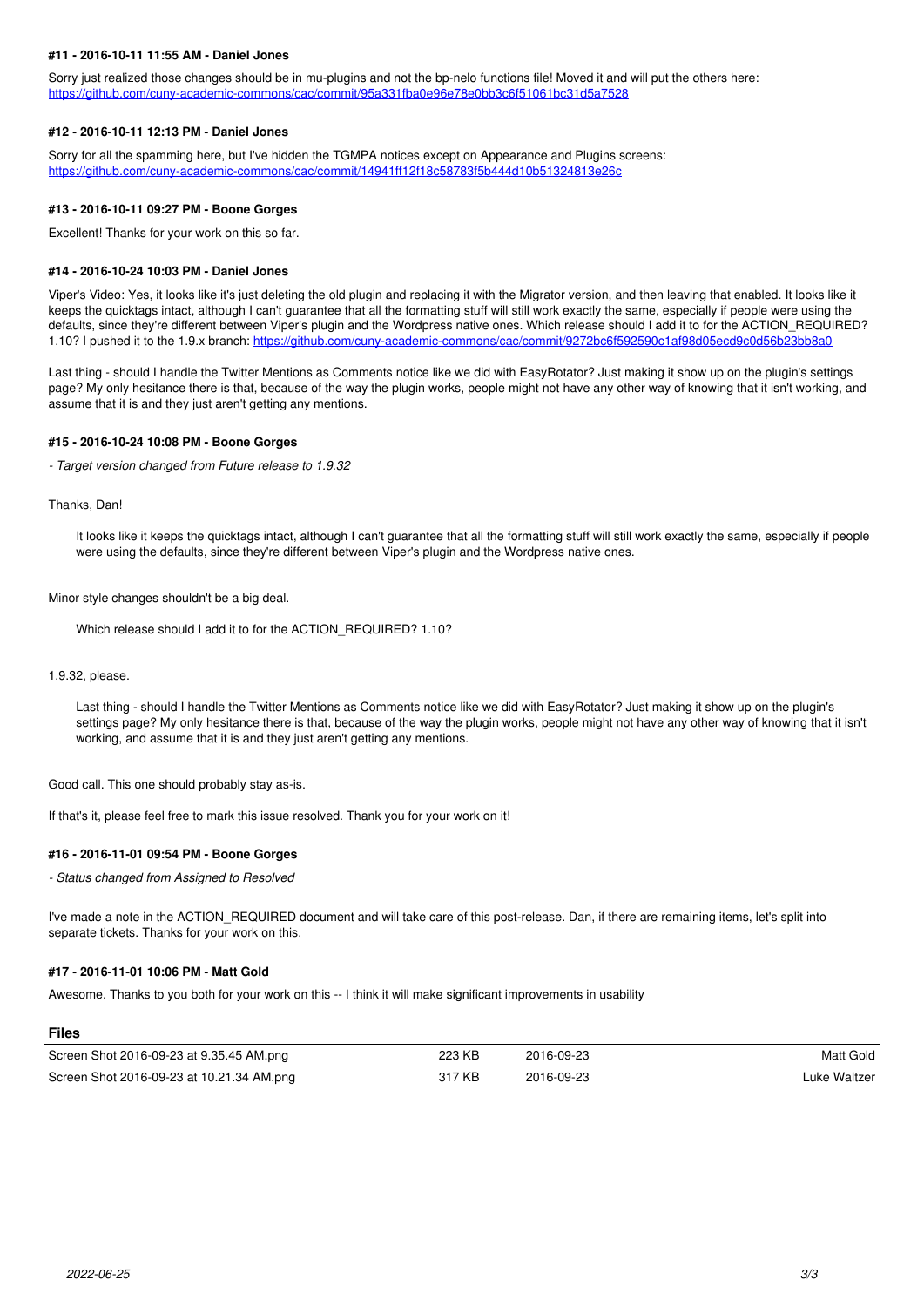#### #11 - 2016-10-11 11:55 AM - Daniel Jones

Sorry just realized those changes should be in mu-plugins and not the bp-nelo functions file! Moved it and will put the others here:
https://github.com/cuny-academic-commons/cac/commit/95a331fba0e96e78e0bb3c6f51061bc31d5a7528

#### #12 - 2016-10-11 12:13 PM - Daniel Jones

Sorry for all the spamming here, but I've hidden the TGMPA notices except on Appearance and Plugins screens:
https://github.com/cuny-academic-commons/cac/commit/14941ff12f18c58783f5b444d10b51324813e26c

#### #13 - 2016-10-11 09:27 PM - Boone Gorges

Excellent! Thanks for your work on this so far.

#### #14 - 2016-10-24 10:03 PM - Daniel Jones

Viper's Video: Yes, it looks like it's just deleting the old plugin and replacing it with the Migrator version, and then leaving that enabled. It looks like it keeps the quicktags intact, although I can't guarantee that all the formatting stuff will still work exactly the same, especially if people were using the defaults, since they're different between Viper's plugin and the Wordpress native ones. Which release should I add it to for the ACTION_REQUIRED? 1.10? I pushed it to the 1.9.x branch: https://github.com/cuny-academic-commons/cac/commit/9272bc6f592590c1af98d05ecd9c0d56b23bb8a0

Last thing - should I handle the Twitter Mentions as Comments notice like we did with EasyRotator? Just making it show up on the plugin's settings page? My only hesitance there is that, because of the way the plugin works, people might not have any other way of knowing that it isn't working, and assume that it is and they just aren't getting any mentions.

#### #15 - 2016-10-24 10:08 PM - Boone Gorges

*- Target version changed from Future release to 1.9.32*

Thanks, Dan!

> It looks like it keeps the quicktags intact, although I can't guarantee that all the formatting stuff will still work exactly the same, especially if people were using the defaults, since they're different between Viper's plugin and the Wordpress native ones.

Minor style changes shouldn't be a big deal.

> Which release should I add it to for the ACTION_REQUIRED? 1.10?

1.9.32, please.

> Last thing - should I handle the Twitter Mentions as Comments notice like we did with EasyRotator? Just making it show up on the plugin's settings page? My only hesitance there is that, because of the way the plugin works, people might not have any other way of knowing that it isn't working, and assume that it is and they just aren't getting any mentions.

Good call. This one should probably stay as-is.

If that's it, please feel free to mark this issue resolved. Thank you for your work on it!

#### #16 - 2016-11-01 09:54 PM - Boone Gorges

*- Status changed from Assigned to Resolved*

I've made a note in the ACTION_REQUIRED document and will take care of this post-release. Dan, if there are remaining items, let's split into separate tickets. Thanks for your work on this.

#### #17 - 2016-11-01 10:06 PM - Matt Gold

Awesome. Thanks to you both for your work on this -- I think it will make significant improvements in usability

### Files

| | | | |
|---|---|---|---|
| Screen Shot 2016-09-23 at 9.35.45 AM.png | 223 KB | 2016-09-23 | Matt Gold |
| Screen Shot 2016-09-23 at 10.21.34 AM.png | 317 KB | 2016-09-23 | Luke Waltzer |